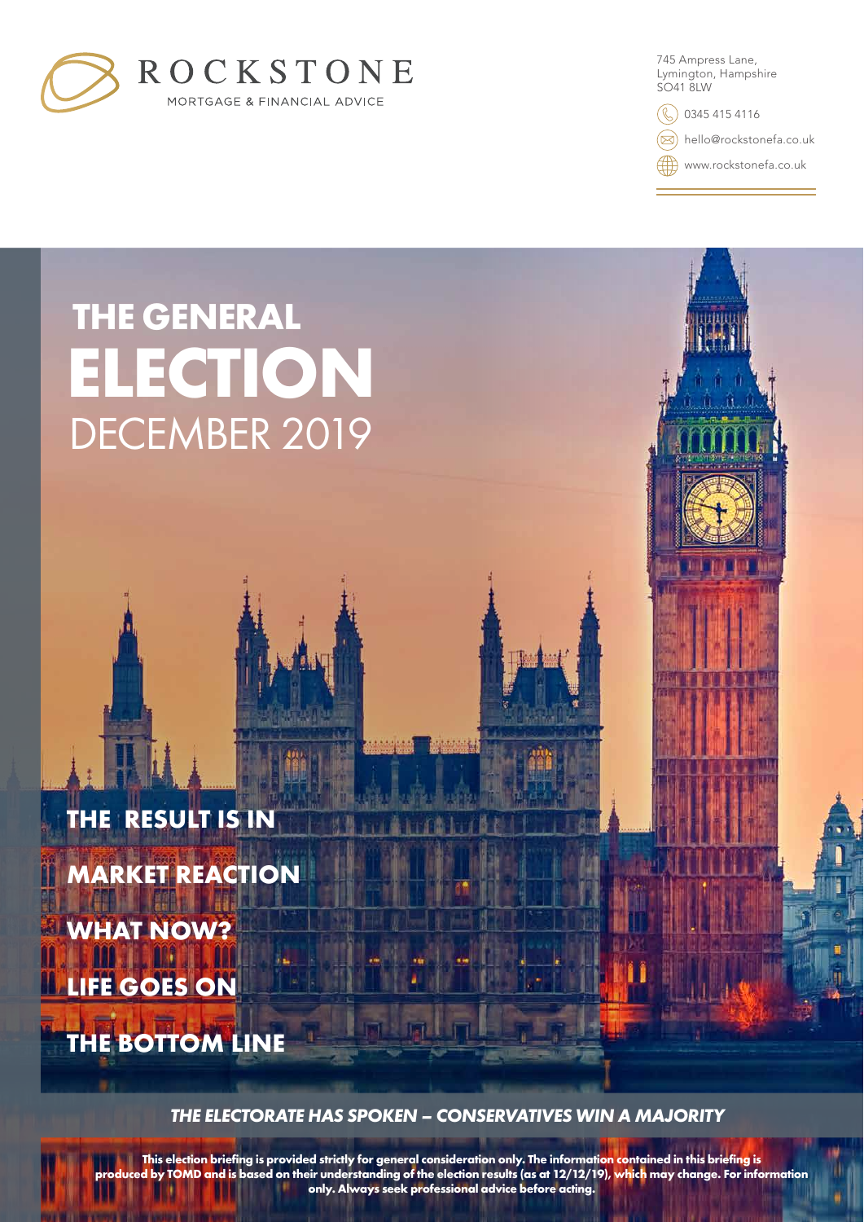ROCKSTONE

MORTGAGE & FINANCIAL ADVICE

745 Ampress Lane,
Lymington, Hampshire
SO41 8LW

0345 415 4116

hello@rockstonefa.co.uk

www.rockstonefa.co.uk

# THE GENERAL ELECTION DECEMBER 2019

**THE RESULT IS IN**

**MARKET REACTION**

**WHAT NOW?**

**LIFE GOES ON**

**THE BOTTOM LINE**

***THE ELECTORATE HAS SPOKEN – CONSERVATIVES WIN A MAJORITY***

**This election briefing is provided strictly for general consideration only. The information contained in this briefing is produced by TOMD and is based on their understanding of the election results (as at 12/12/19), which may change. For information only. Always seek professional advice before acting.**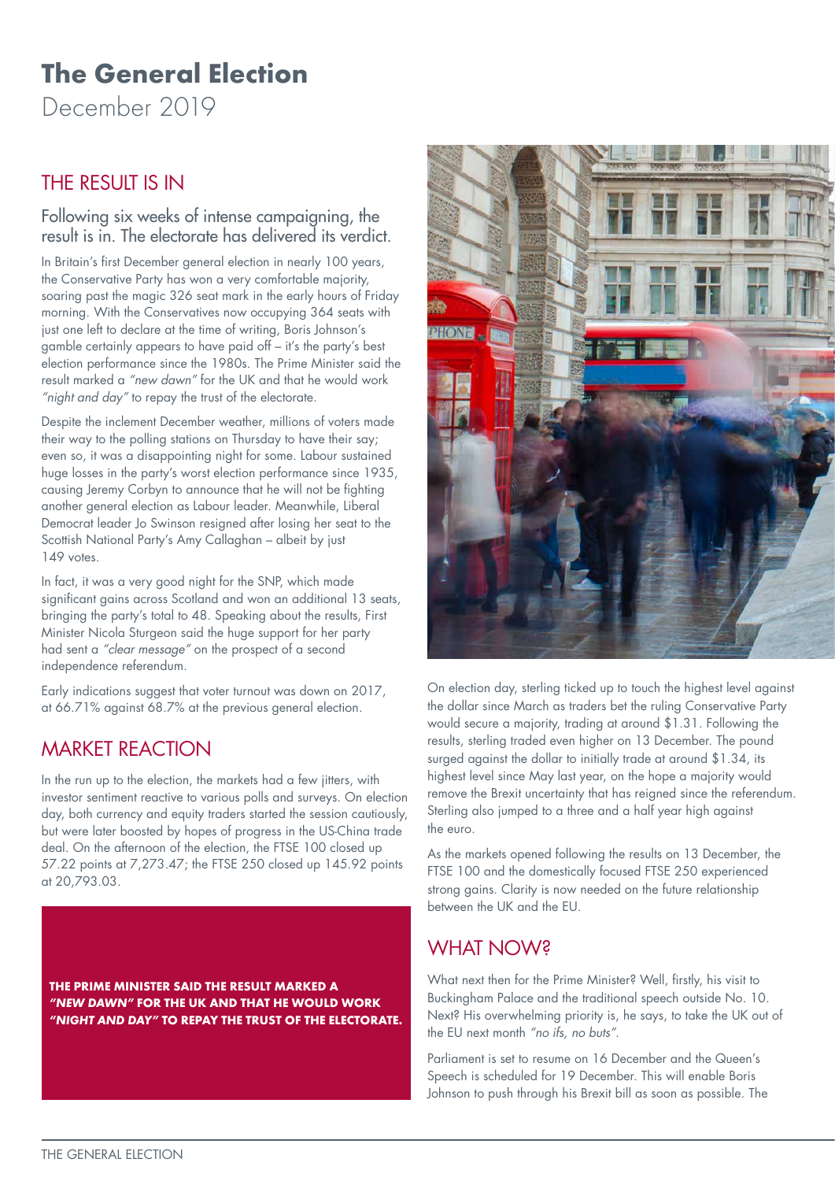# The General Election

December 2019

## THE RESULT IS IN

### Following six weeks of intense campaigning, the result is in. The electorate has delivered its verdict.

In Britain's first December general election in nearly 100 years, the Conservative Party has won a very comfortable majority, soaring past the magic 326 seat mark in the early hours of Friday morning. With the Conservatives now occupying 364 seats with just one left to declare at the time of writing, Boris Johnson's gamble certainly appears to have paid off – it's the party's best election performance since the 1980s. The Prime Minister said the result marked a *"new dawn"* for the UK and that he would work *"night and day"* to repay the trust of the electorate.

Despite the inclement December weather, millions of voters made their way to the polling stations on Thursday to have their say; even so, it was a disappointing night for some. Labour sustained huge losses in the party's worst election performance since 1935, causing Jeremy Corbyn to announce that he will not be fighting another general election as Labour leader. Meanwhile, Liberal Democrat leader Jo Swinson resigned after losing her seat to the Scottish National Party's Amy Callaghan – albeit by just 149 votes.

In fact, it was a very good night for the SNP, which made significant gains across Scotland and won an additional 13 seats, bringing the party's total to 48. Speaking about the results, First Minister Nicola Sturgeon said the huge support for her party had sent a *"clear message"* on the prospect of a second independence referendum.

Early indications suggest that voter turnout was down on 2017, at 66.71% against 68.7% at the previous general election.

## MARKET REACTION

In the run up to the election, the markets had a few jitters, with investor sentiment reactive to various polls and surveys. On election day, both currency and equity traders started the session cautiously, but were later boosted by hopes of progress in the US-China trade deal. On the afternoon of the election, the FTSE 100 closed up 57.22 points at 7,273.47; the FTSE 250 closed up 145.92 points at 20,793.03.

**THE PRIME MINISTER SAID THE RESULT MARKED A *"NEW DAWN"* FOR THE UK AND THAT HE WOULD WORK *"NIGHT AND DAY"* TO REPAY THE TRUST OF THE ELECTORATE.**

On election day, sterling ticked up to touch the highest level against the dollar since March as traders bet the ruling Conservative Party would secure a majority, trading at around \$1.31. Following the results, sterling traded even higher on 13 December. The pound surged against the dollar to initially trade at around \$1.34, its highest level since May last year, on the hope a majority would remove the Brexit uncertainty that has reigned since the referendum. Sterling also jumped to a three and a half year high against the euro.

As the markets opened following the results on 13 December, the FTSE 100 and the domestically focused FTSE 250 experienced strong gains. Clarity is now needed on the future relationship between the UK and the EU.

## WHAT NOW?

What next then for the Prime Minister? Well, firstly, his visit to Buckingham Palace and the traditional speech outside No. 10. Next? His overwhelming priority is, he says, to take the UK out of the EU next month *"no ifs, no buts"*.

Parliament is set to resume on 16 December and the Queen's Speech is scheduled for 19 December. This will enable Boris Johnson to push through his Brexit bill as soon as possible. The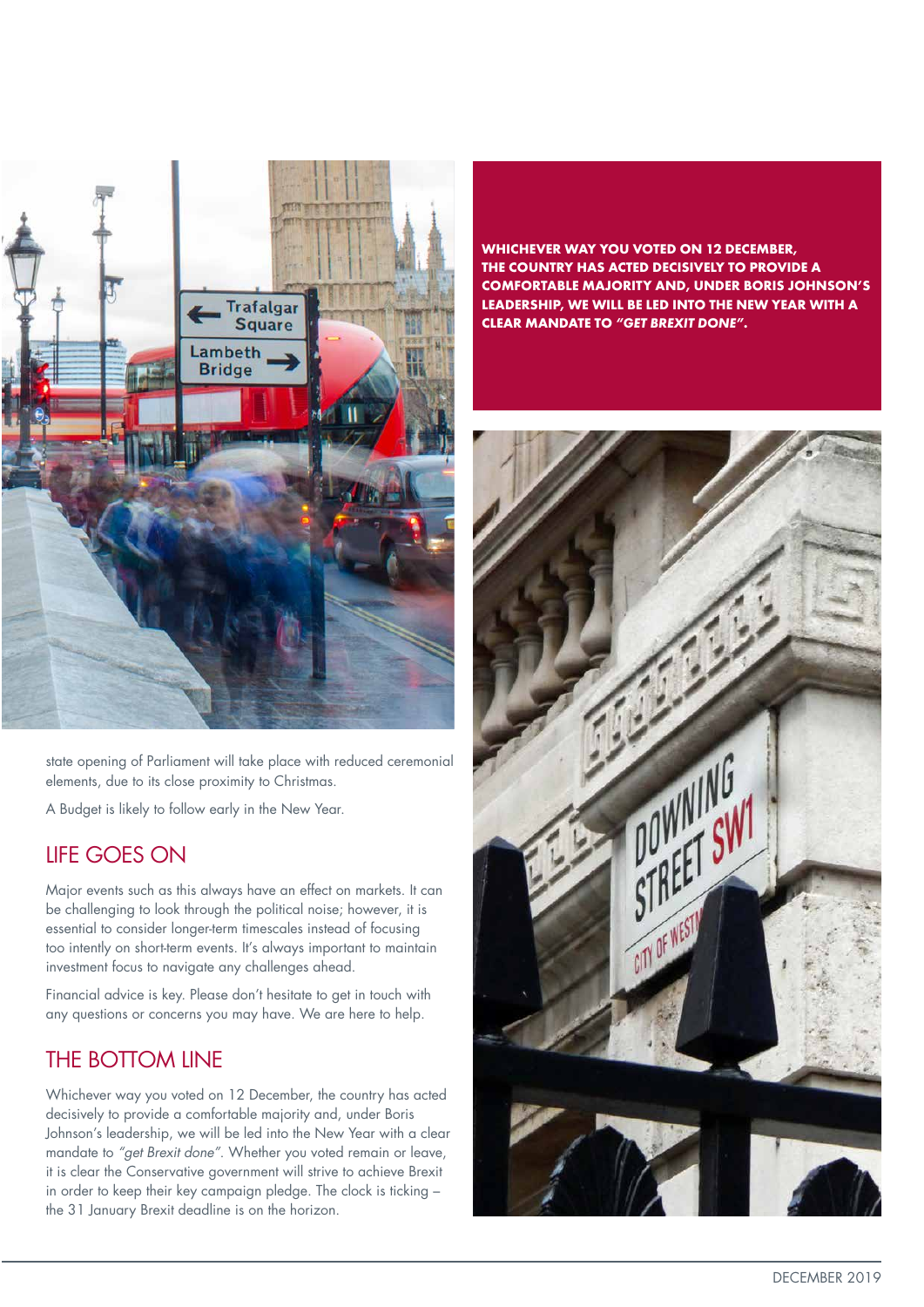**WHICHEVER WAY YOU VOTED ON 12 DECEMBER, THE COUNTRY HAS ACTED DECISIVELY TO PROVIDE A COMFORTABLE MAJORITY AND, UNDER BORIS JOHNSON'S LEADERSHIP, WE WILL BE LED INTO THE NEW YEAR WITH A CLEAR MANDATE TO *"GET BREXIT DONE"*.**

state opening of Parliament will take place with reduced ceremonial elements, due to its close proximity to Christmas.

A Budget is likely to follow early in the New Year.

## LIFE GOES ON

Major events such as this always have an effect on markets. It can be challenging to look through the political noise; however, it is essential to consider longer-term timescales instead of focusing too intently on short-term events. It's always important to maintain investment focus to navigate any challenges ahead.

Financial advice is key. Please don't hesitate to get in touch with any questions or concerns you may have. We are here to help.

## THE BOTTOM LINE

Whichever way you voted on 12 December, the country has acted decisively to provide a comfortable majority and, under Boris Johnson's leadership, we will be led into the New Year with a clear mandate to *"get Brexit done"*. Whether you voted remain or leave, it is clear the Conservative government will strive to achieve Brexit in order to keep their key campaign pledge. The clock is ticking – the 31 January Brexit deadline is on the horizon.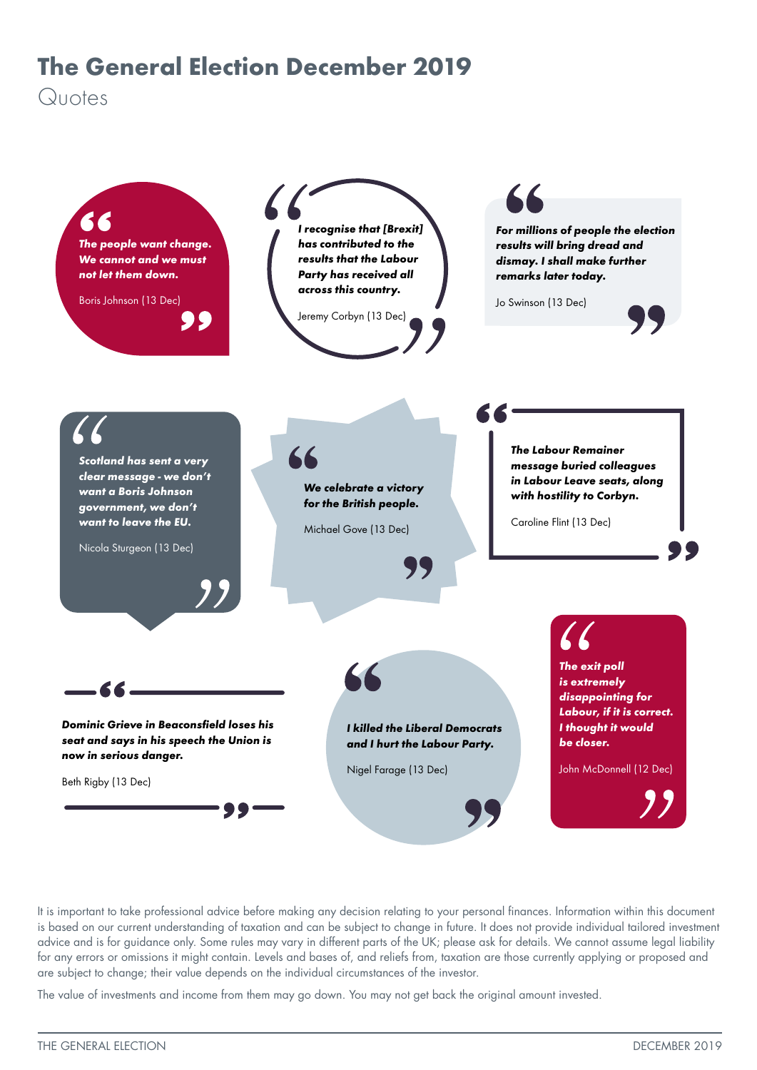# The General Election December 2019

## Quotes

***The people want change. We cannot and we must not let them down.***

Boris Johnson (13 Dec)

***I recognise that [Brexit] has contributed to the results that the Labour Party has received all across this country.***

Jeremy Corbyn (13 Dec)

***For millions of people the election results will bring dread and dismay. I shall make further remarks later today.***

Jo Swinson (13 Dec)

***Scotland has sent a very clear message - we don't want a Boris Johnson government, we don't want to leave the EU.***

Nicola Sturgeon (13 Dec)

***We celebrate a victory for the British people.***

Michael Gove (13 Dec)

***The Labour Remainer message buried colleagues in Labour Leave seats, along with hostility to Corbyn.***

Caroline Flint (13 Dec)

***Dominic Grieve in Beaconsfield loses his seat and says in his speech the Union is now in serious danger.***

Beth Rigby (13 Dec)

***I killed the Liberal Democrats and I hurt the Labour Party.***

Nigel Farage (13 Dec)

***The exit poll is extremely disappointing for Labour, if it is correct. I thought it would be closer.***

John McDonnell (12 Dec)

It is important to take professional advice before making any decision relating to your personal finances. Information within this document is based on our current understanding of taxation and can be subject to change in future. It does not provide individual tailored investment advice and is for guidance only. Some rules may vary in different parts of the UK; please ask for details. We cannot assume legal liability for any errors or omissions it might contain. Levels and bases of, and reliefs from, taxation are those currently applying or proposed and are subject to change; their value depends on the individual circumstances of the investor.

The value of investments and income from them may go down. You may not get back the original amount invested.